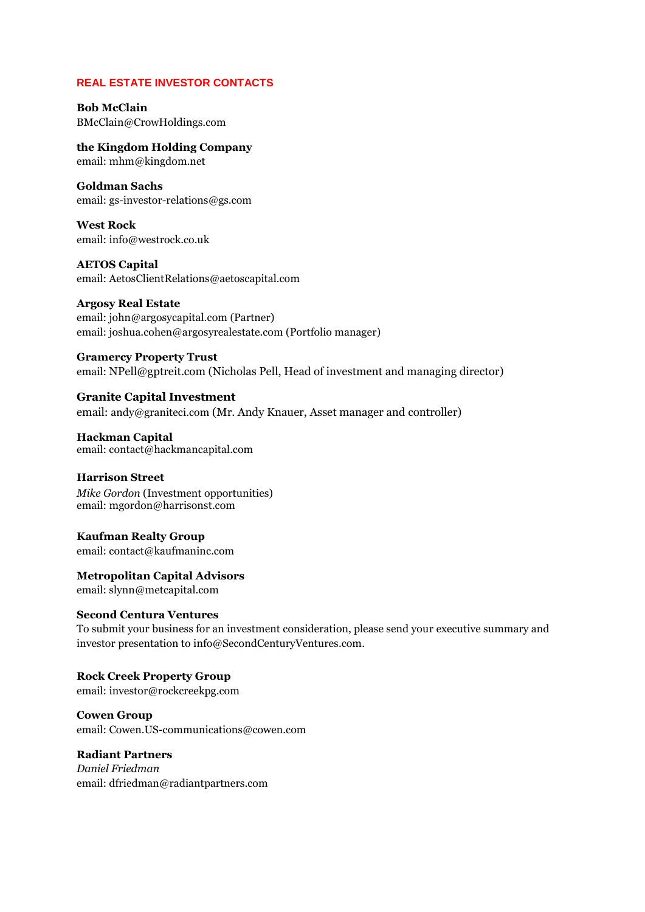## REAL ESTATE INVESTOR CONTACTS

**Bob McClain**
BMcClain@CrowHoldings.com

**the Kingdom Holding Company**
email: mhm@kingdom.net

**Goldman Sachs**
email: gs-investor-relations@gs.com

**West Rock**
email: info@westrock.co.uk

**AETOS Capital**
email: AetosClientRelations@aetoscapital.com

**Argosy Real Estate**
email: john@argosycapital.com (Partner)
email: joshua.cohen@argosyrealestate.com (Portfolio manager)

**Gramercy Property Trust**
email: NPell@gptreit.com (Nicholas Pell, Head of investment and managing director)

**Granite Capital Investment**
email: andy@graniteci.com (Mr. Andy Knauer, Asset manager and controller)

**Hackman Capital**
email: contact@hackmancapital.com

**Harrison Street**
*Mike Gordon* (Investment opportunities)
email: mgordon@harrisonst.com

**Kaufman Realty Group**
email: contact@kaufmaninc.com

**Metropolitan Capital Advisors**
email: slynn@metcapital.com

**Second Centura Ventures**
To submit your business for an investment consideration, please send your executive summary and investor presentation to info@SecondCenturyVentures.com.

**Rock Creek Property Group**
email: investor@rockcreekpg.com

**Cowen Group**
email: Cowen.US-communications@cowen.com

**Radiant Partners**
*Daniel Friedman*
email: dfriedman@radiantpartners.com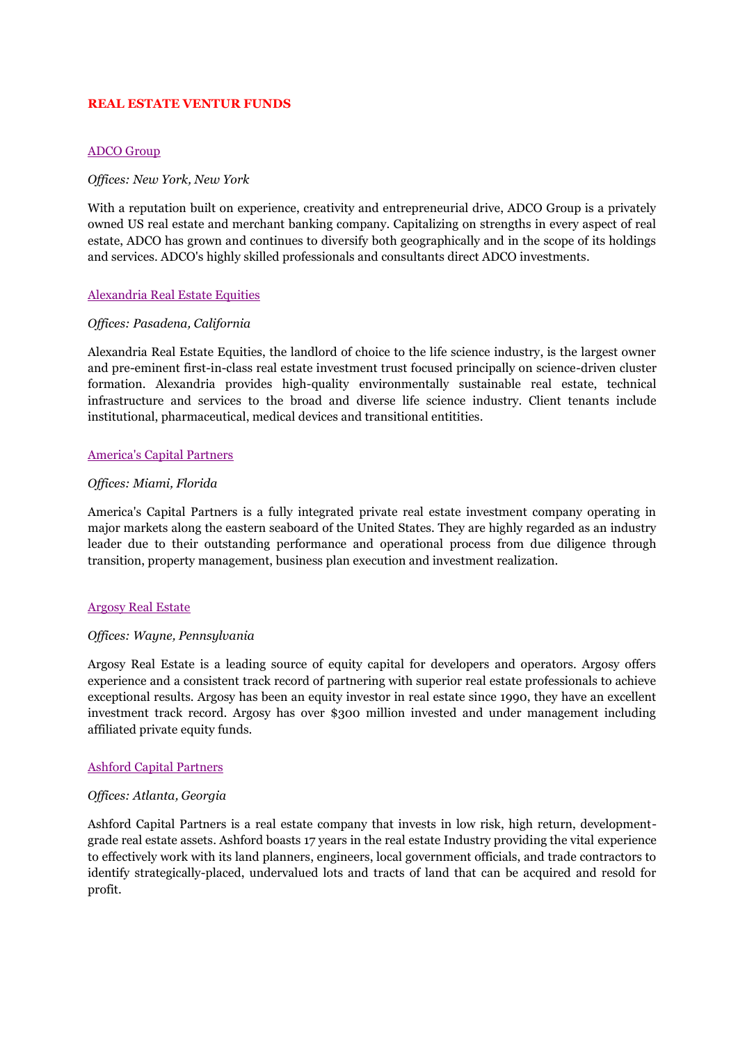# REAL ESTATE VENTUR FUNDS

## ADCO Group

*Offices: New York, New York*

With a reputation built on experience, creativity and entrepreneurial drive, ADCO Group is a privately owned US real estate and merchant banking company. Capitalizing on strengths in every aspect of real estate, ADCO has grown and continues to diversify both geographically and in the scope of its holdings and services. ADCO's highly skilled professionals and consultants direct ADCO investments.

## Alexandria Real Estate Equities

*Offices: Pasadena, California*

Alexandria Real Estate Equities, the landlord of choice to the life science industry, is the largest owner and pre-eminent first-in-class real estate investment trust focused principally on science-driven cluster formation. Alexandria provides high-quality environmentally sustainable real estate, technical infrastructure and services to the broad and diverse life science industry. Client tenants include institutional, pharmaceutical, medical devices and transitional entitities.

## America's Capital Partners

*Offices: Miami, Florida*

America's Capital Partners is a fully integrated private real estate investment company operating in major markets along the eastern seaboard of the United States. They are highly regarded as an industry leader due to their outstanding performance and operational process from due diligence through transition, property management, business plan execution and investment realization.

## Argosy Real Estate

*Offices: Wayne, Pennsylvania*

Argosy Real Estate is a leading source of equity capital for developers and operators. Argosy offers experience and a consistent track record of partnering with superior real estate professionals to achieve exceptional results. Argosy has been an equity investor in real estate since 1990, they have an excellent investment track record. Argosy has over $300 million invested and under management including affiliated private equity funds.

## Ashford Capital Partners

*Offices: Atlanta, Georgia*

Ashford Capital Partners is a real estate company that invests in low risk, high return, development-grade real estate assets. Ashford boasts 17 years in the real estate Industry providing the vital experience to effectively work with its land planners, engineers, local government officials, and trade contractors to identify strategically-placed, undervalued lots and tracts of land that can be acquired and resold for profit.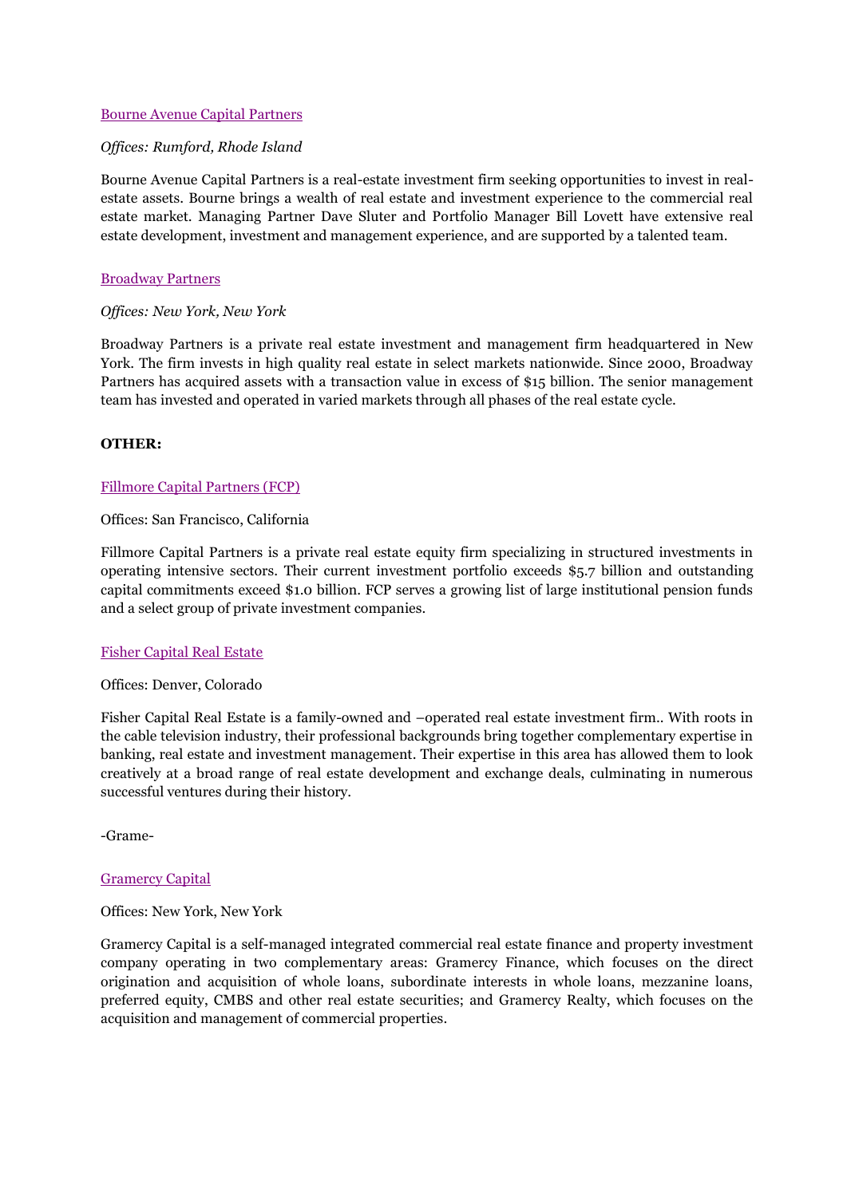Bourne Avenue Capital Partners

*Offices: Rumford, Rhode Island*

Bourne Avenue Capital Partners is a real-estate investment firm seeking opportunities to invest in real-estate assets. Bourne brings a wealth of real estate and investment experience to the commercial real estate market. Managing Partner Dave Sluter and Portfolio Manager Bill Lovett have extensive real estate development, investment and management experience, and are supported by a talented team.

Broadway Partners

*Offices: New York, New York*

Broadway Partners is a private real estate investment and management firm headquartered in New York. The firm invests in high quality real estate in select markets nationwide. Since 2000, Broadway Partners has acquired assets with a transaction value in excess of $15 billion. The senior management team has invested and operated in varied markets through all phases of the real estate cycle.

**OTHER:**

Fillmore Capital Partners (FCP)

Offices: San Francisco, California

Fillmore Capital Partners is a private real estate equity firm specializing in structured investments in operating intensive sectors. Their current investment portfolio exceeds $5.7 billion and outstanding capital commitments exceed $1.0 billion. FCP serves a growing list of large institutional pension funds and a select group of private investment companies.

Fisher Capital Real Estate

Offices: Denver, Colorado

Fisher Capital Real Estate is a family-owned and –operated real estate investment firm.. With roots in the cable television industry, their professional backgrounds bring together complementary expertise in banking, real estate and investment management. Their expertise in this area has allowed them to look creatively at a broad range of real estate development and exchange deals, culminating in numerous successful ventures during their history.

-Grame-

Gramercy Capital

Offices: New York, New York

Gramercy Capital is a self-managed integrated commercial real estate finance and property investment company operating in two complementary areas: Gramercy Finance, which focuses on the direct origination and acquisition of whole loans, subordinate interests in whole loans, mezzanine loans, preferred equity, CMBS and other real estate securities; and Gramercy Realty, which focuses on the acquisition and management of commercial properties.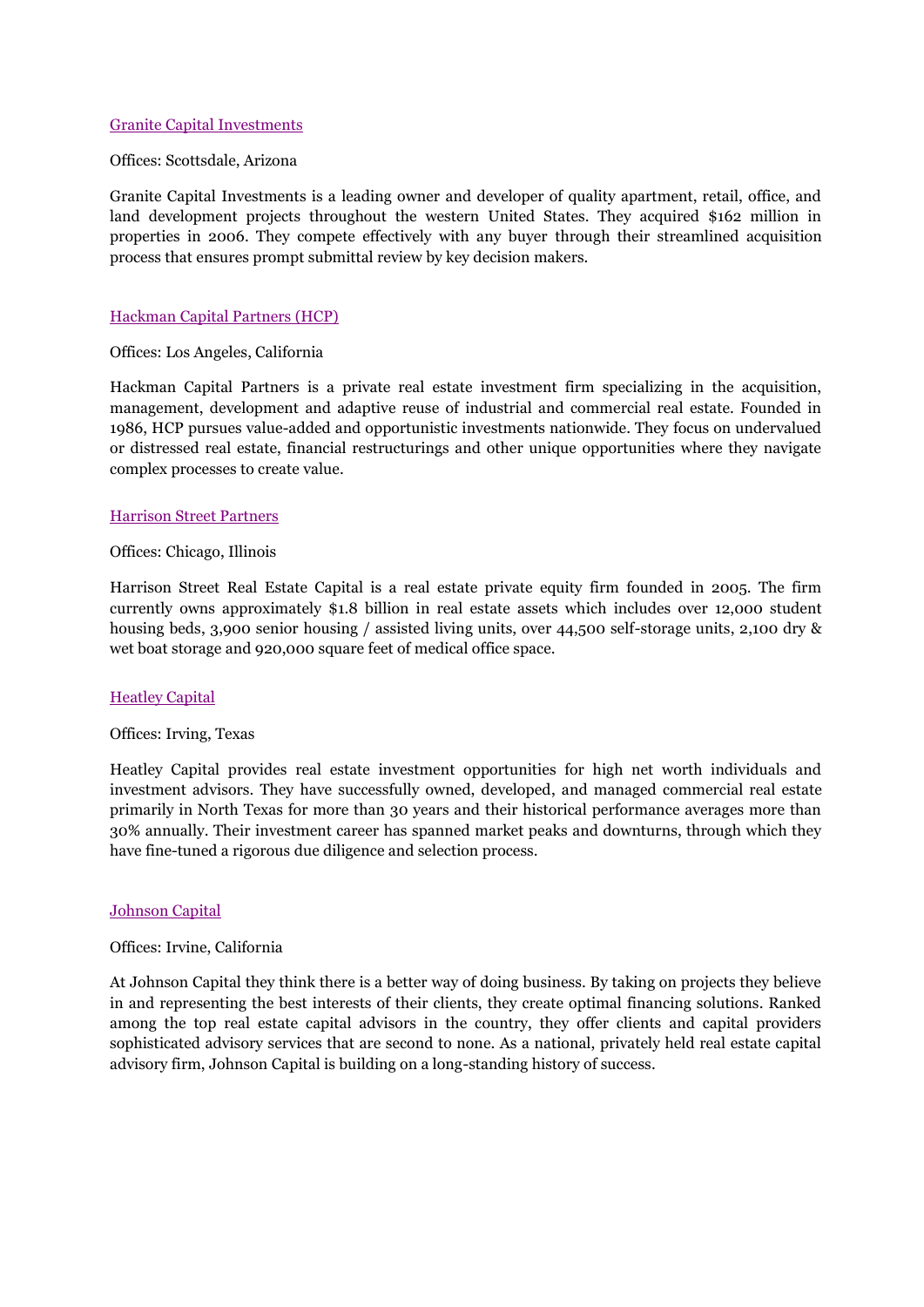[Granite Capital Investments]

Offices: Scottsdale, Arizona

Granite Capital Investments is a leading owner and developer of quality apartment, retail, office, and land development projects throughout the western United States. They acquired $162 million in properties in 2006. They compete effectively with any buyer through their streamlined acquisition process that ensures prompt submittal review by key decision makers.

[Hackman Capital Partners (HCP)]

Offices: Los Angeles, California

Hackman Capital Partners is a private real estate investment firm specializing in the acquisition, management, development and adaptive reuse of industrial and commercial real estate. Founded in 1986, HCP pursues value-added and opportunistic investments nationwide. They focus on undervalued or distressed real estate, financial restructurings and other unique opportunities where they navigate complex processes to create value.

[Harrison Street Partners]

Offices: Chicago, Illinois

Harrison Street Real Estate Capital is a real estate private equity firm founded in 2005. The firm currently owns approximately $1.8 billion in real estate assets which includes over 12,000 student housing beds, 3,900 senior housing / assisted living units, over 44,500 self-storage units, 2,100 dry & wet boat storage and 920,000 square feet of medical office space.

[Heatley Capital]

Offices: Irving, Texas

Heatley Capital provides real estate investment opportunities for high net worth individuals and investment advisors. They have successfully owned, developed, and managed commercial real estate primarily in North Texas for more than 30 years and their historical performance averages more than 30% annually. Their investment career has spanned market peaks and downturns, through which they have fine-tuned a rigorous due diligence and selection process.

[Johnson Capital]

Offices: Irvine, California

At Johnson Capital they think there is a better way of doing business. By taking on projects they believe in and representing the best interests of their clients, they create optimal financing solutions. Ranked among the top real estate capital advisors in the country, they offer clients and capital providers sophisticated advisory services that are second to none. As a national, privately held real estate capital advisory firm, Johnson Capital is building on a long-standing history of success.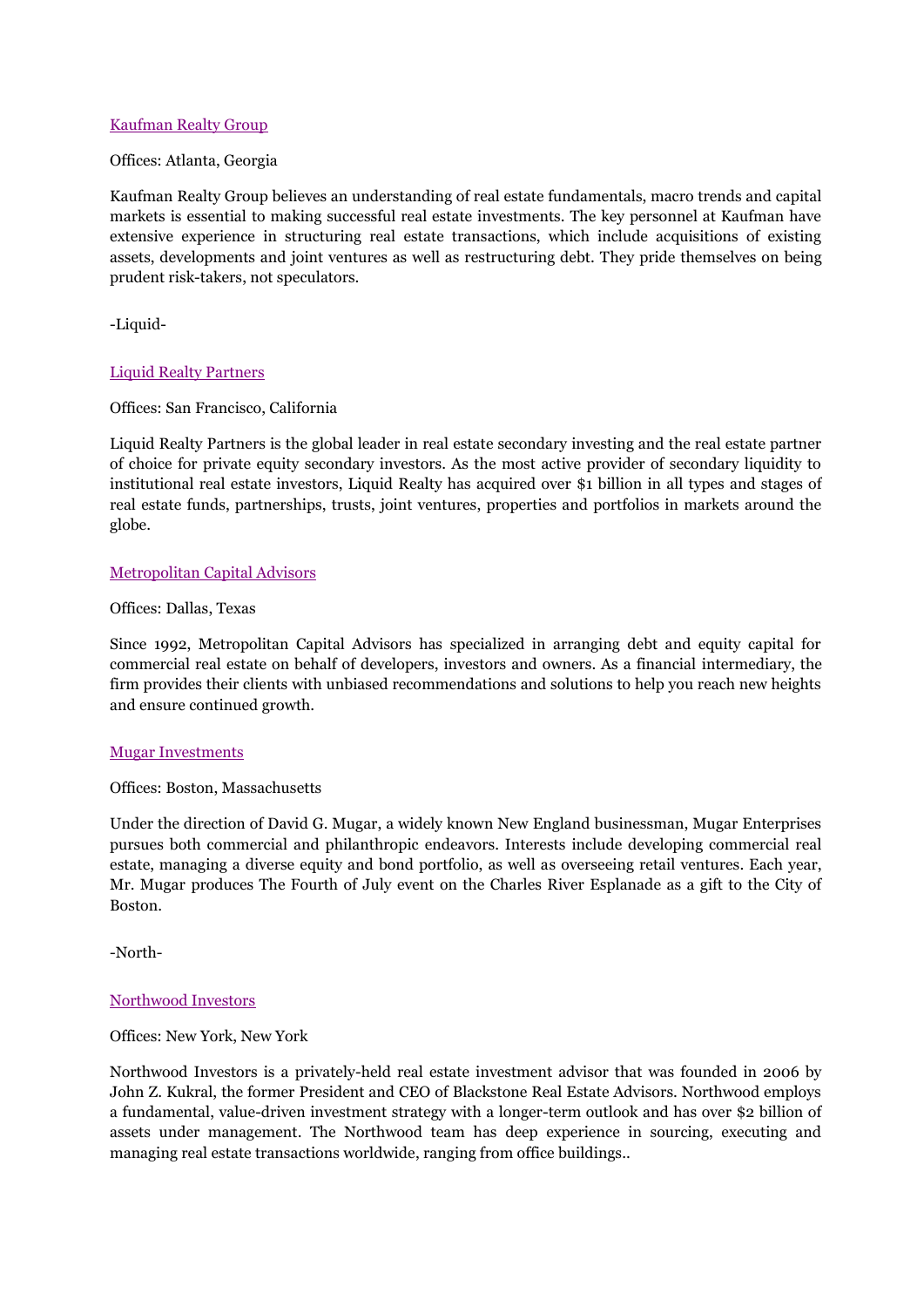[Kaufman Realty Group]

Offices: Atlanta, Georgia

Kaufman Realty Group believes an understanding of real estate fundamentals, macro trends and capital markets is essential to making successful real estate investments. The key personnel at Kaufman have extensive experience in structuring real estate transactions, which include acquisitions of existing assets, developments and joint ventures as well as restructuring debt. They pride themselves on being prudent risk-takers, not speculators.

-Liquid-

[Liquid Realty Partners]

Offices: San Francisco, California

Liquid Realty Partners is the global leader in real estate secondary investing and the real estate partner of choice for private equity secondary investors. As the most active provider of secondary liquidity to institutional real estate investors, Liquid Realty has acquired over $1 billion in all types and stages of real estate funds, partnerships, trusts, joint ventures, properties and portfolios in markets around the globe.

[Metropolitan Capital Advisors]

Offices: Dallas, Texas

Since 1992, Metropolitan Capital Advisors has specialized in arranging debt and equity capital for commercial real estate on behalf of developers, investors and owners. As a financial intermediary, the firm provides their clients with unbiased recommendations and solutions to help you reach new heights and ensure continued growth.

[Mugar Investments]

Offices: Boston, Massachusetts

Under the direction of David G. Mugar, a widely known New England businessman, Mugar Enterprises pursues both commercial and philanthropic endeavors. Interests include developing commercial real estate, managing a diverse equity and bond portfolio, as well as overseeing retail ventures. Each year, Mr. Mugar produces The Fourth of July event on the Charles River Esplanade as a gift to the City of Boston.

-North-

[Northwood Investors]

Offices: New York, New York

Northwood Investors is a privately-held real estate investment advisor that was founded in 2006 by John Z. Kukral, the former President and CEO of Blackstone Real Estate Advisors. Northwood employs a fundamental, value-driven investment strategy with a longer-term outlook and has over $2 billion of assets under management. The Northwood team has deep experience in sourcing, executing and managing real estate transactions worldwide, ranging from office buildings..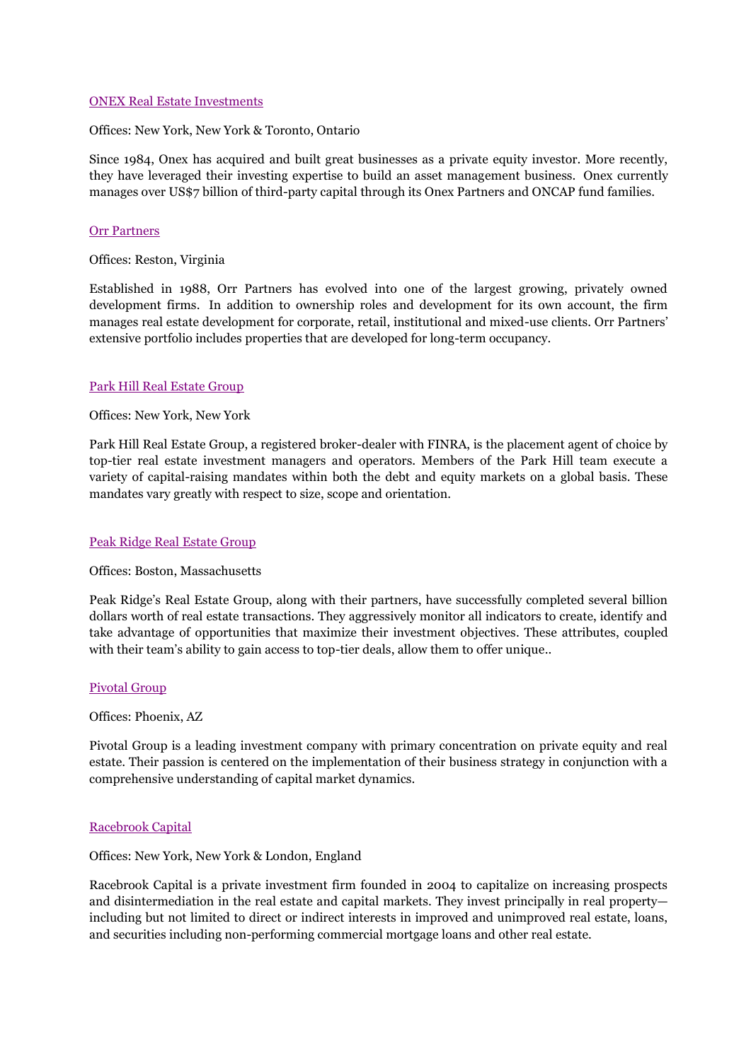[ONEX Real Estate Investments]

Offices: New York, New York & Toronto, Ontario

Since 1984, Onex has acquired and built great businesses as a private equity investor. More recently, they have leveraged their investing expertise to build an asset management business. Onex currently manages over US$7 billion of third-party capital through its Onex Partners and ONCAP fund families.

[Orr Partners]

Offices: Reston, Virginia

Established in 1988, Orr Partners has evolved into one of the largest growing, privately owned development firms. In addition to ownership roles and development for its own account, the firm manages real estate development for corporate, retail, institutional and mixed-use clients. Orr Partners' extensive portfolio includes properties that are developed for long-term occupancy.

[Park Hill Real Estate Group]

Offices: New York, New York

Park Hill Real Estate Group, a registered broker-dealer with FINRA, is the placement agent of choice by top-tier real estate investment managers and operators. Members of the Park Hill team execute a variety of capital-raising mandates within both the debt and equity markets on a global basis. These mandates vary greatly with respect to size, scope and orientation.

[Peak Ridge Real Estate Group]

Offices: Boston, Massachusetts

Peak Ridge's Real Estate Group, along with their partners, have successfully completed several billion dollars worth of real estate transactions. They aggressively monitor all indicators to create, identify and take advantage of opportunities that maximize their investment objectives. These attributes, coupled with their team's ability to gain access to top-tier deals, allow them to offer unique..

[Pivotal Group]

Offices: Phoenix, AZ

Pivotal Group is a leading investment company with primary concentration on private equity and real estate. Their passion is centered on the implementation of their business strategy in conjunction with a comprehensive understanding of capital market dynamics.

[Racebrook Capital]

Offices: New York, New York & London, England

Racebrook Capital is a private investment firm founded in 2004 to capitalize on increasing prospects and disintermediation in the real estate and capital markets. They invest principally in real property—including but not limited to direct or indirect interests in improved and unimproved real estate, loans, and securities including non-performing commercial mortgage loans and other real estate.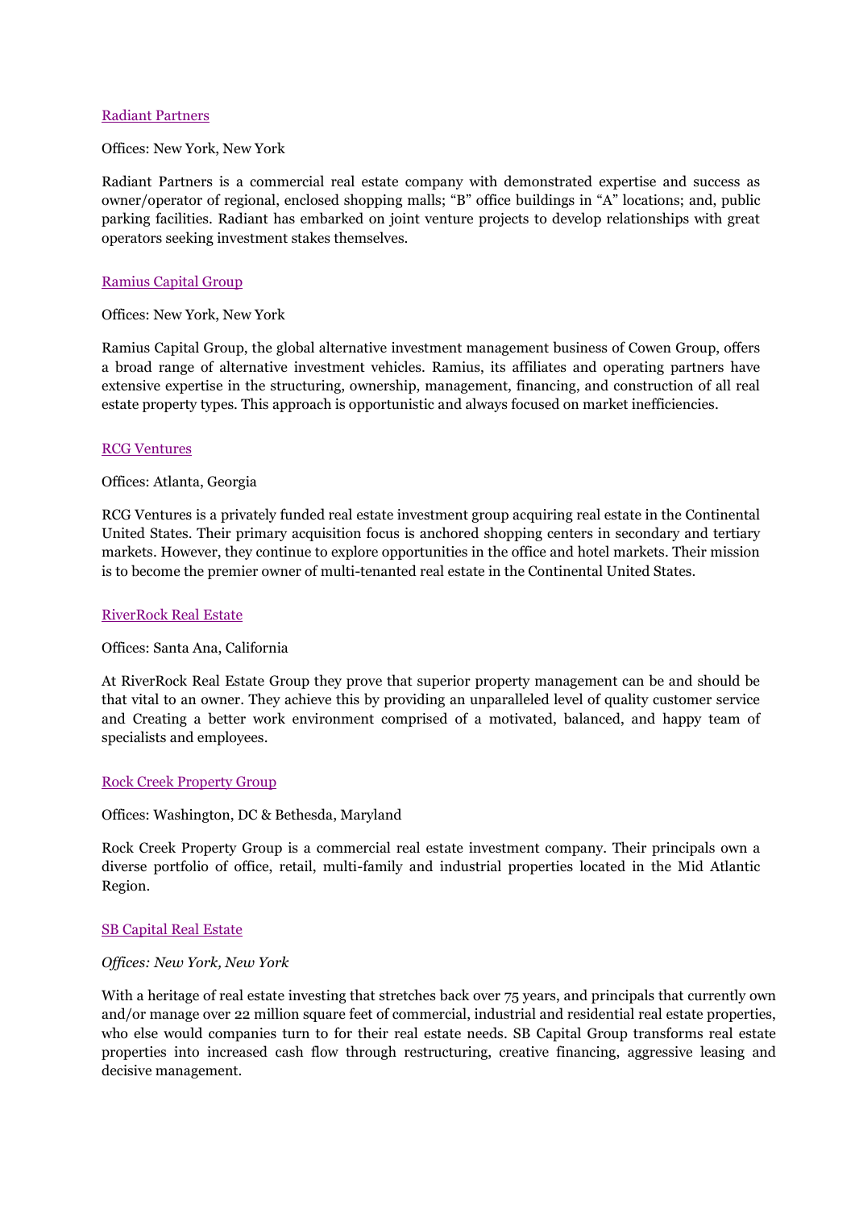[Radiant Partners]

Offices: New York, New York

Radiant Partners is a commercial real estate company with demonstrated expertise and success as owner/operator of regional, enclosed shopping malls; "B" office buildings in "A" locations; and, public parking facilities. Radiant has embarked on joint venture projects to develop relationships with great operators seeking investment stakes themselves.

[Ramius Capital Group]

Offices: New York, New York

Ramius Capital Group, the global alternative investment management business of Cowen Group, offers a broad range of alternative investment vehicles. Ramius, its affiliates and operating partners have extensive expertise in the structuring, ownership, management, financing, and construction of all real estate property types. This approach is opportunistic and always focused on market inefficiencies.

[RCG Ventures]

Offices: Atlanta, Georgia

RCG Ventures is a privately funded real estate investment group acquiring real estate in the Continental United States. Their primary acquisition focus is anchored shopping centers in secondary and tertiary markets. However, they continue to explore opportunities in the office and hotel markets. Their mission is to become the premier owner of multi-tenanted real estate in the Continental United States.

[RiverRock Real Estate]

Offices: Santa Ana, California

At RiverRock Real Estate Group they prove that superior property management can be and should be that vital to an owner. They achieve this by providing an unparalleled level of quality customer service and Creating a better work environment comprised of a motivated, balanced, and happy team of specialists and employees.

[Rock Creek Property Group]

Offices: Washington, DC & Bethesda, Maryland

Rock Creek Property Group is a commercial real estate investment company. Their principals own a diverse portfolio of office, retail, multi-family and industrial properties located in the Mid Atlantic Region.

[SB Capital Real Estate]

*Offices: New York, New York*

With a heritage of real estate investing that stretches back over 75 years, and principals that currently own and/or manage over 22 million square feet of commercial, industrial and residential real estate properties, who else would companies turn to for their real estate needs. SB Capital Group transforms real estate properties into increased cash flow through restructuring, creative financing, aggressive leasing and decisive management.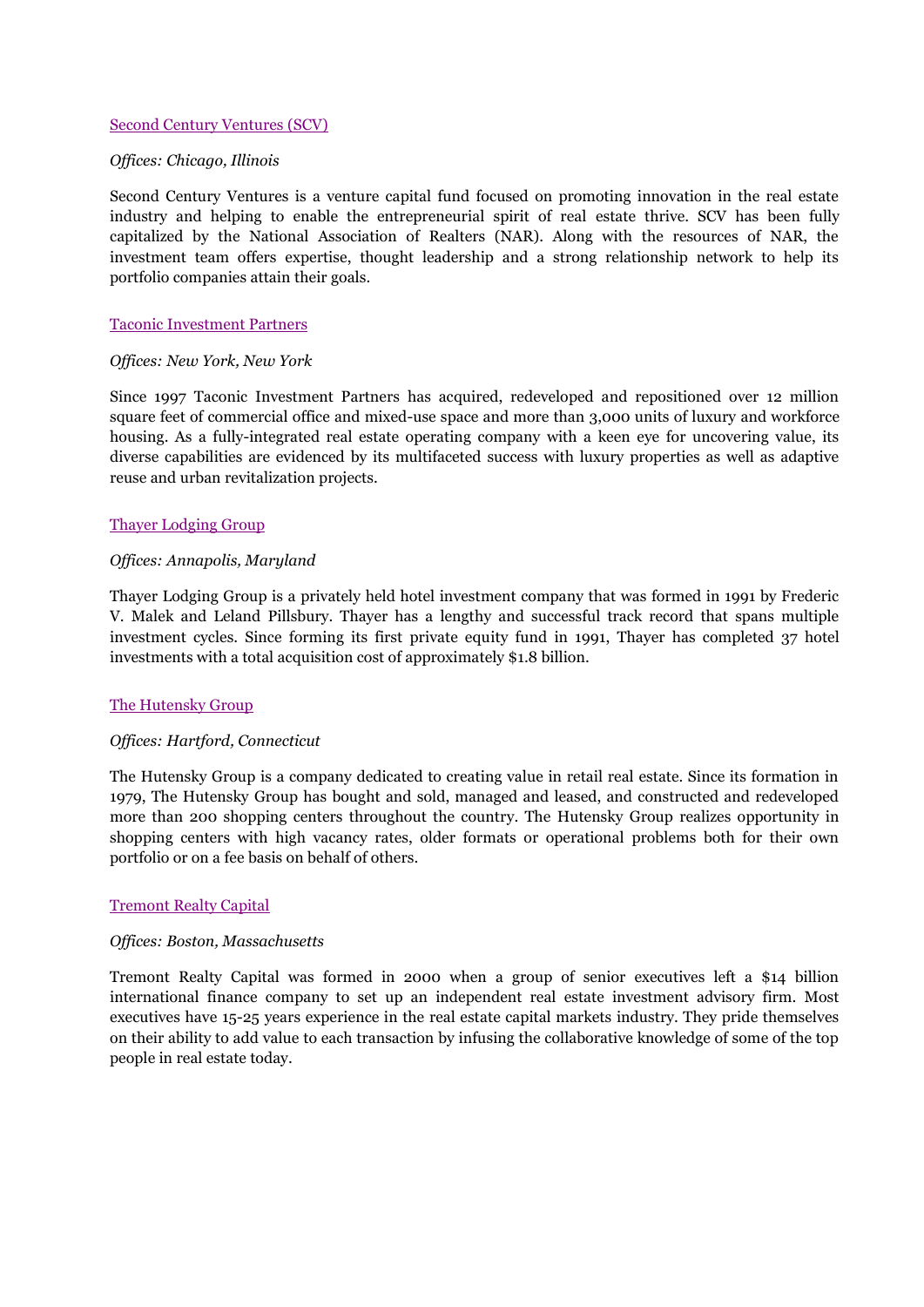[Second Century Ventures (SCV)]

*Offices: Chicago, Illinois*

Second Century Ventures is a venture capital fund focused on promoting innovation in the real estate industry and helping to enable the entrepreneurial spirit of real estate thrive. SCV has been fully capitalized by the National Association of Realters (NAR). Along with the resources of NAR, the investment team offers expertise, thought leadership and a strong relationship network to help its portfolio companies attain their goals.

[Taconic Investment Partners]

*Offices: New York, New York*

Since 1997 Taconic Investment Partners has acquired, redeveloped and repositioned over 12 million square feet of commercial office and mixed-use space and more than 3,000 units of luxury and workforce housing. As a fully-integrated real estate operating company with a keen eye for uncovering value, its diverse capabilities are evidenced by its multifaceted success with luxury properties as well as adaptive reuse and urban revitalization projects.

[Thayer Lodging Group]

*Offices: Annapolis, Maryland*

Thayer Lodging Group is a privately held hotel investment company that was formed in 1991 by Frederic V. Malek and Leland Pillsbury. Thayer has a lengthy and successful track record that spans multiple investment cycles. Since forming its first private equity fund in 1991, Thayer has completed 37 hotel investments with a total acquisition cost of approximately $1.8 billion.

[The Hutensky Group]

*Offices: Hartford, Connecticut*

The Hutensky Group is a company dedicated to creating value in retail real estate. Since its formation in 1979, The Hutensky Group has bought and sold, managed and leased, and constructed and redeveloped more than 200 shopping centers throughout the country. The Hutensky Group realizes opportunity in shopping centers with high vacancy rates, older formats or operational problems both for their own portfolio or on a fee basis on behalf of others.

[Tremont Realty Capital]

*Offices: Boston, Massachusetts*

Tremont Realty Capital was formed in 2000 when a group of senior executives left a $14 billion international finance company to set up an independent real estate investment advisory firm. Most executives have 15-25 years experience in the real estate capital markets industry. They pride themselves on their ability to add value to each transaction by infusing the collaborative knowledge of some of the top people in real estate today.